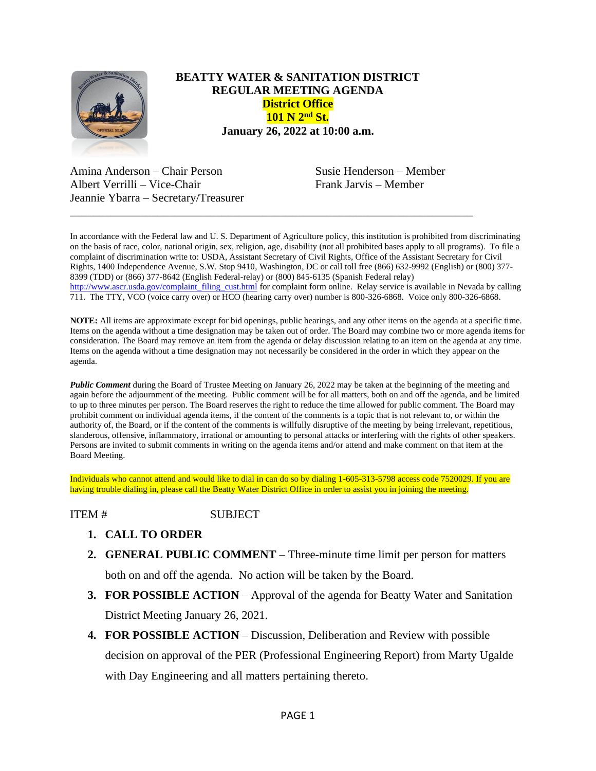# BEATTY WATER & SANITATION DISTRICT
## REGULAR MEETING AGENDA
**District Office**
**101 N 2nd St.**
**January 26, 2022 at 10:00 a.m.**

Amina Anderson – Chair Person
Albert Verrilli – Vice-Chair
Jeannie Ybarra – Secretary/Treasurer
Susie Henderson – Member
Frank Jarvis – Member

---

In accordance with the Federal law and U. S. Department of Agriculture policy, this institution is prohibited from discriminating on the basis of race, color, national origin, sex, religion, age, disability (not all prohibited bases apply to all programs). To file a complaint of discrimination write to: USDA, Assistant Secretary of Civil Rights, Office of the Assistant Secretary for Civil Rights, 1400 Independence Avenue, S.W. Stop 9410, Washington, DC or call toll free (866) 632-9992 (English) or (800) 377-8399 (TDD) or (866) 377-8642 (English Federal-relay) or (800) 845-6135 (Spanish Federal relay) http://www.ascr.usda.gov/complaint_filing_cust.html for complaint form online. Relay service is available in Nevada by calling 711. The TTY, VCO (voice carry over) or HCO (hearing carry over) number is 800-326-6868. Voice only 800-326-6868.

**NOTE:** All items are approximate except for bid openings, public hearings, and any other items on the agenda at a specific time. Items on the agenda without a time designation may be taken out of order. The Board may combine two or more agenda items for consideration. The Board may remove an item from the agenda or delay discussion relating to an item on the agenda at any time. Items on the agenda without a time designation may not necessarily be considered in the order in which they appear on the agenda.

***Public Comment*** during the Board of Trustee Meeting on January 26, 2022 may be taken at the beginning of the meeting and again before the adjournment of the meeting. Public comment will be for all matters, both on and off the agenda, and be limited to up to three minutes per person. The Board reserves the right to reduce the time allowed for public comment. The Board may prohibit comment on individual agenda items, if the content of the comments is a topic that is not relevant to, or within the authority of, the Board, or if the content of the comments is willfully disruptive of the meeting by being irrelevant, repetitious, slanderous, offensive, inflammatory, irrational or amounting to personal attacks or interfering with the rights of other speakers. Persons are invited to submit comments in writing on the agenda items and/or attend and make comment on that item at the Board Meeting.

Individuals who cannot attend and would like to dial in can do so by dialing 1-605-313-5798 access code 7520029. If you are having trouble dialing in, please call the Beatty Water District Office in order to assist you in joining the meeting.

ITEM # SUBJECT

1. **CALL TO ORDER**
2. **GENERAL PUBLIC COMMENT** – Three-minute time limit per person for matters both on and off the agenda. No action will be taken by the Board.
3. **FOR POSSIBLE ACTION** – Approval of the agenda for Beatty Water and Sanitation District Meeting January 26, 2021.
4. **FOR POSSIBLE ACTION** – Discussion, Deliberation and Review with possible decision on approval of the PER (Professional Engineering Report) from Marty Ugalde with Day Engineering and all matters pertaining thereto.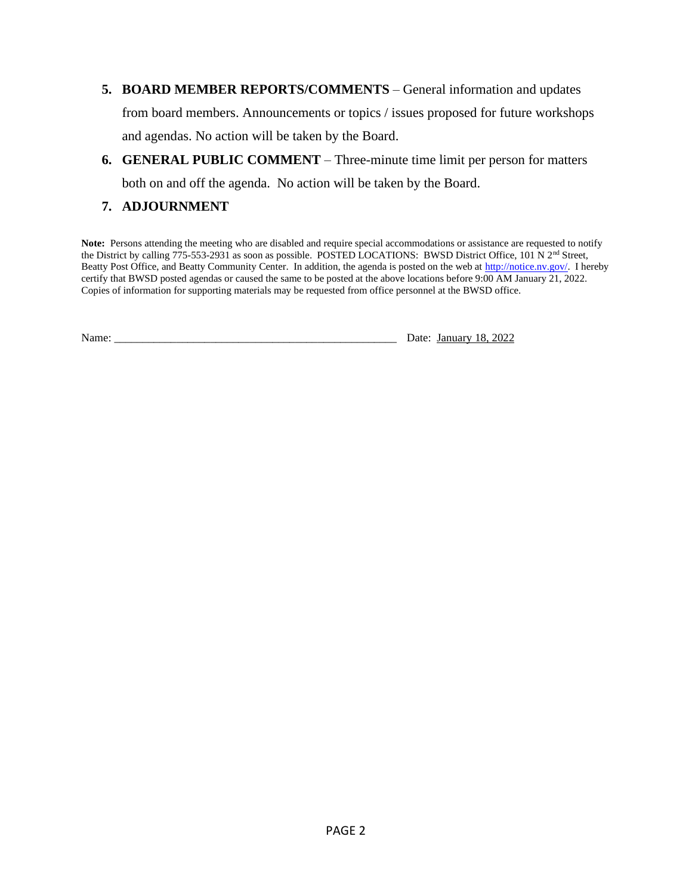5. **BOARD MEMBER REPORTS/COMMENTS** – General information and updates from board members. Announcements or topics / issues proposed for future workshops and agendas. No action will be taken by the Board.
6. **GENERAL PUBLIC COMMENT** – Three-minute time limit per person for matters both on and off the agenda. No action will be taken by the Board.
7. **ADJOURNMENT**

**Note:** Persons attending the meeting who are disabled and require special accommodations or assistance are requested to notify the District by calling 775-553-2931 as soon as possible. POSTED LOCATIONS: BWSD District Office, 101 N 2nd Street, Beatty Post Office, and Beatty Community Center. In addition, the agenda is posted on the web at http://notice.nv.gov/. I hereby certify that BWSD posted agendas or caused the same to be posted at the above locations before 9:00 AM January 21, 2022. Copies of information for supporting materials may be requested from office personnel at the BWSD office.

Name: ____________________________________________________ Date: January 18, 2022